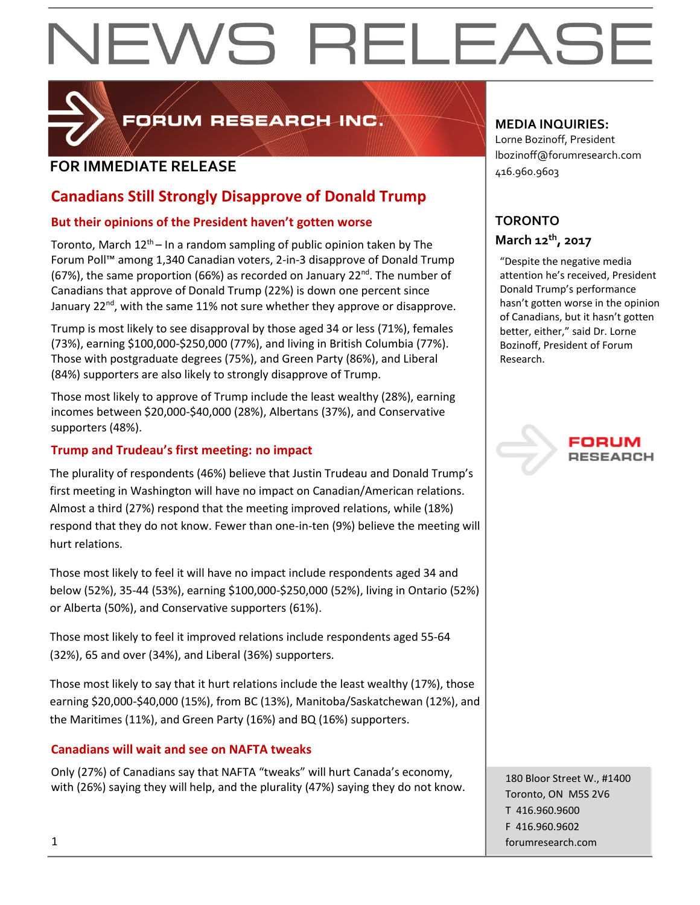# NEWS RELEASE

FORUM RESEARCH INC.

**FOR IMMEDIATE RELEASE**

## Canadians Still Strongly Disapprove of Donald Trump

### But their opinions of the President haven't gotten worse

Toronto, March 12th – In a random sampling of public opinion taken by The Forum Poll™ among 1,340 Canadian voters, 2-in-3 disapprove of Donald Trump (67%), the same proportion (66%) as recorded on January 22nd. The number of Canadians that approve of Donald Trump (22%) is down one percent since January 22nd, with the same 11% not sure whether they approve or disapprove.

Trump is most likely to see disapproval by those aged 34 or less (71%), females (73%), earning $100,000-$250,000 (77%), and living in British Columbia (77%). Those with postgraduate degrees (75%), and Green Party (86%), and Liberal (84%) supporters are also likely to strongly disapprove of Trump.

Those most likely to approve of Trump include the least wealthy (28%), earning incomes between $20,000-$40,000 (28%), Albertans (37%), and Conservative supporters (48%).

### Trump and Trudeau's first meeting: no impact

The plurality of respondents (46%) believe that Justin Trudeau and Donald Trump's first meeting in Washington will have no impact on Canadian/American relations. Almost a third (27%) respond that the meeting improved relations, while (18%) respond that they do not know. Fewer than one-in-ten (9%) believe the meeting will hurt relations.

Those most likely to feel it will have no impact include respondents aged 34 and below (52%), 35-44 (53%), earning $100,000-$250,000 (52%), living in Ontario (52%) or Alberta (50%), and Conservative supporters (61%).

Those most likely to feel it improved relations include respondents aged 55-64 (32%), 65 and over (34%), and Liberal (36%) supporters.

Those most likely to say that it hurt relations include the least wealthy (17%), those earning $20,000-$40,000 (15%), from BC (13%), Manitoba/Saskatchewan (12%), and the Maritimes (11%), and Green Party (16%) and BQ (16%) supporters.

### Canadians will wait and see on NAFTA tweaks

Only (27%) of Canadians say that NAFTA "tweaks" will hurt Canada's economy, with (26%) saying they will help, and the plurality (47%) saying they do not know.

**MEDIA INQUIRIES:**
Lorne Bozinoff, President
lbozinoff@forumresearch.com
416.960.9603

**TORONTO**
**March 12th, 2017**

"Despite the negative media attention he's received, President Donald Trump's performance hasn't gotten worse in the opinion of Canadians, but it hasn't gotten better, either," said Dr. Lorne Bozinoff, President of Forum Research.

FORUM RESEARCH

180 Bloor Street W., #1400
Toronto, ON M5S 2V6
T 416.960.9600
F 416.960.9602
forumresearch.com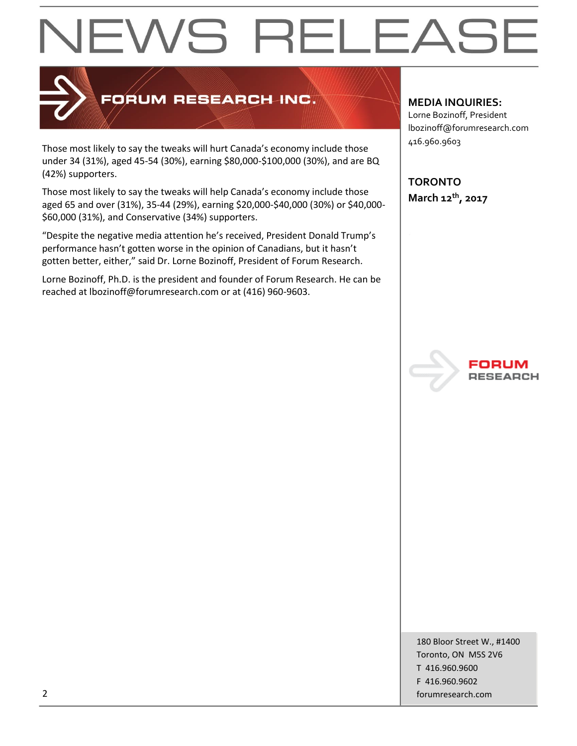Those most likely to say the tweaks will hurt Canada's economy include those under 34 (31%), aged 45-54 (30%), earning $80,000-$100,000 (30%), and are BQ (42%) supporters.

Those most likely to say the tweaks will help Canada's economy include those aged 65 and over (31%), 35-44 (29%), earning $20,000-$40,000 (30%) or $40,000-$60,000 (31%), and Conservative (34%) supporters.

"Despite the negative media attention he's received, President Donald Trump's performance hasn't gotten worse in the opinion of Canadians, but it hasn't gotten better, either," said Dr. Lorne Bozinoff, President of Forum Research.

Lorne Bozinoff, Ph.D. is the president and founder of Forum Research. He can be reached at lbozinoff@forumresearch.com or at (416) 960-9603.

**MEDIA INQUIRIES:**
Lorne Bozinoff, President
lbozinoff@forumresearch.com
416.960.9603

**TORONTO**
**March 12th, 2017**

180 Bloor Street W., #1400
Toronto, ON M5S 2V6
T 416.960.9600
F 416.960.9602
forumresearch.com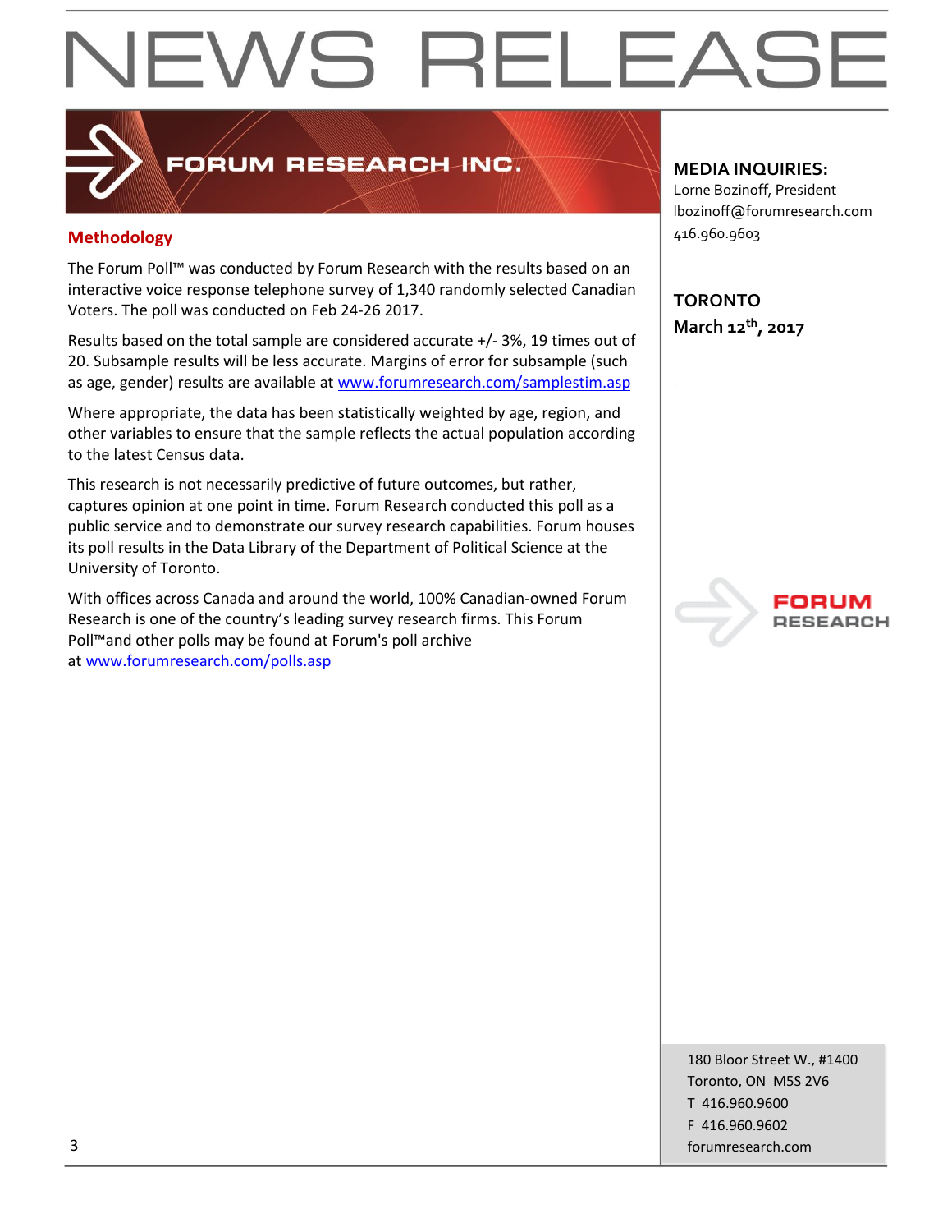# NEWS RELEASE

FORUM RESEARCH INC.

## Methodology

The Forum Poll™ was conducted by Forum Research with the results based on an interactive voice response telephone survey of 1,340 randomly selected Canadian Voters. The poll was conducted on Feb 24-26 2017.

Results based on the total sample are considered accurate +/- 3%, 19 times out of 20. Subsample results will be less accurate. Margins of error for subsample (such as age, gender) results are available at www.forumresearch.com/samplestim.asp

Where appropriate, the data has been statistically weighted by age, region, and other variables to ensure that the sample reflects the actual population according to the latest Census data.

This research is not necessarily predictive of future outcomes, but rather, captures opinion at one point in time. Forum Research conducted this poll as a public service and to demonstrate our survey research capabilities. Forum houses its poll results in the Data Library of the Department of Political Science at the University of Toronto.

With offices across Canada and around the world, 100% Canadian-owned Forum Research is one of the country's leading survey research firms. This Forum Poll™and other polls may be found at Forum's poll archive at www.forumresearch.com/polls.asp

**MEDIA INQUIRIES:**
Lorne Bozinoff, President
lbozinoff@forumresearch.com
416.960.9603

**TORONTO**
**March 12th, 2017**

FORUM RESEARCH

180 Bloor Street W., #1400
Toronto, ON M5S 2V6
T 416.960.9600
F 416.960.9602
forumresearch.com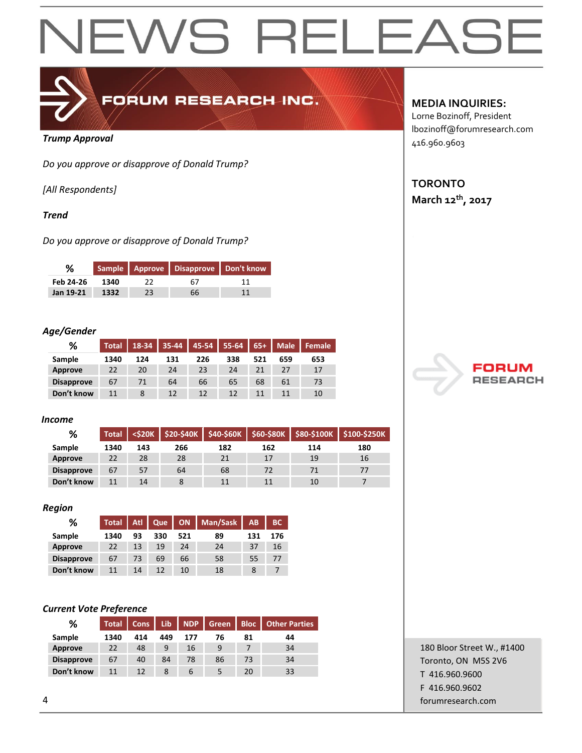# NEWS RELEASE

FORUM RESEARCH INC.

**MEDIA INQUIRIES:**
Lorne Bozinoff, President
lbozinoff@forumresearch.com
416.960.9603

**TORONTO**
**March 12th, 2017**

***Trump Approval***

*Do you approve or disapprove of Donald Trump?*

*[All Respondents]*

***Trend***

*Do you approve or disapprove of Donald Trump?*

| % | Sample | Approve | Disapprove | Don't know |
|---|---|---|---|---|
| **Feb 24-26** | **1340** | 22 | 67 | 11 |
| **Jan 19-21** | **1332** | 23 | 66 | 11 |

***Age/Gender***

| % | Total | 18-34 | 35-44 | 45-54 | 55-64 | 65+ | Male | Female |
|---|---|---|---|---|---|---|---|---|
| **Sample** | **1340** | **124** | **131** | **226** | **338** | **521** | **659** | **653** |
| **Approve** | 22 | 20 | 24 | 23 | 24 | 21 | 27 | 17 |
| **Disapprove** | 67 | 71 | 64 | 66 | 65 | 68 | 61 | 73 |
| **Don't know** | 11 | 8 | 12 | 12 | 12 | 11 | 11 | 10 |

***Income***

| % | Total | <$20K | $20-$40K | $40-$60K | $60-$80K | $80-$100K | $100-$250K |
|---|---|---|---|---|---|---|---|
| **Sample** | **1340** | **143** | **266** | **182** | **162** | **114** | **180** |
| **Approve** | 22 | 28 | 28 | 21 | 17 | 19 | 16 |
| **Disapprove** | 67 | 57 | 64 | 68 | 72 | 71 | 77 |
| **Don't know** | 11 | 14 | 8 | 11 | 11 | 10 | 7 |

***Region***

| % | Total | Atl | Que | ON | Man/Sask | AB | BC |
|---|---|---|---|---|---|---|---|
| **Sample** | **1340** | **93** | **330** | **521** | **89** | **131** | **176** |
| **Approve** | 22 | 13 | 19 | 24 | 24 | 37 | 16 |
| **Disapprove** | 67 | 73 | 69 | 66 | 58 | 55 | 77 |
| **Don't know** | 11 | 14 | 12 | 10 | 18 | 8 | 7 |

***Current Vote Preference***

| % | Total | Cons | Lib | NDP | Green | Bloc | Other Parties |
|---|---|---|---|---|---|---|---|
| **Sample** | **1340** | **414** | **449** | **177** | **76** | **81** | **44** |
| **Approve** | 22 | 48 | 9 | 16 | 9 | 7 | 34 |
| **Disapprove** | 67 | 40 | 84 | 78 | 86 | 73 | 34 |
| **Don't know** | 11 | 12 | 8 | 6 | 5 | 20 | 33 |

FORUM RESEARCH

180 Bloor Street W., #1400
Toronto, ON M5S 2V6
T 416.960.9600
F 416.960.9602
forumresearch.com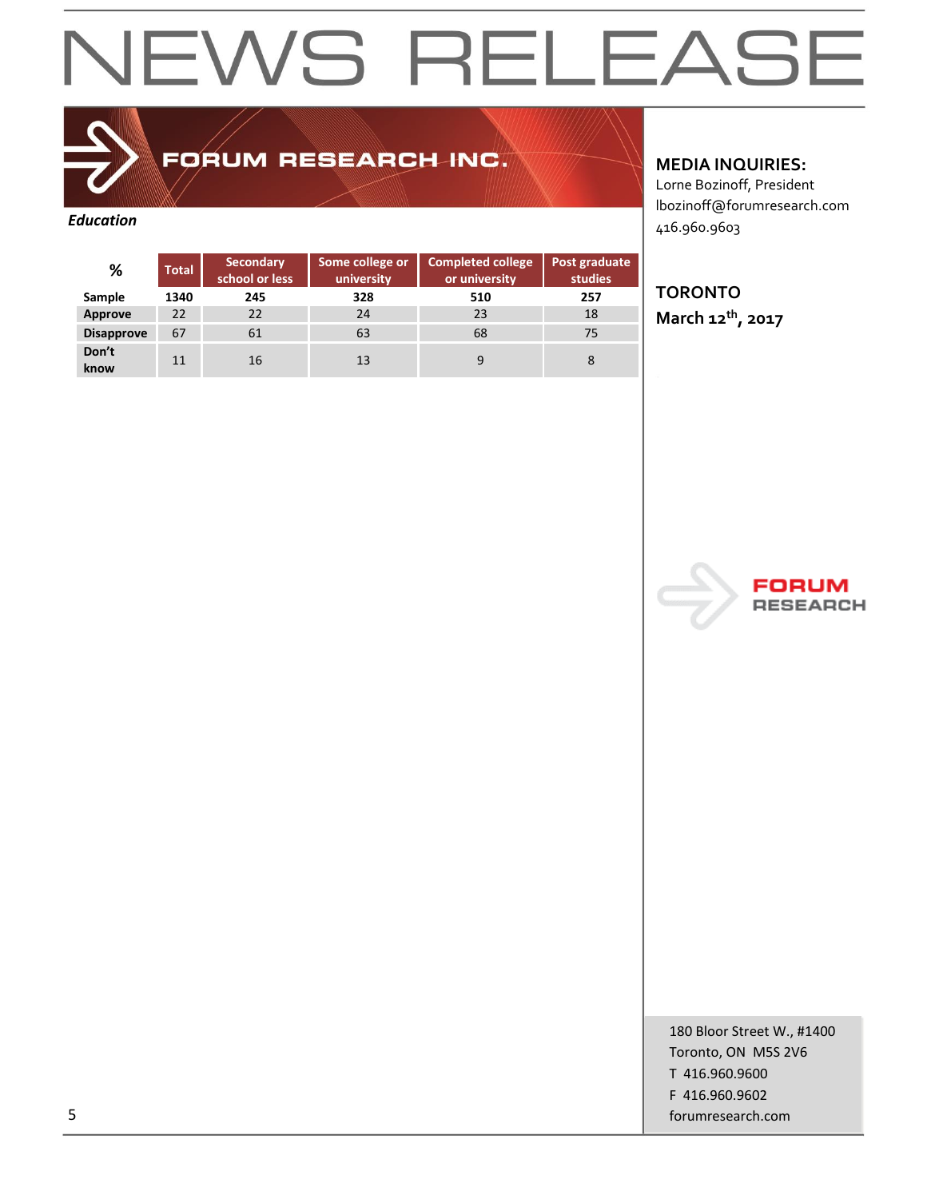# NEWS RELEASE

**FORUM RESEARCH INC.**

**MEDIA INQUIRIES:**
Lorne Bozinoff, President
lbozinoff@forumresearch.com
416.960.9603

**TORONTO**
**March 12th, 2017**

***Education***

| % | Total | Secondary school or less | Some college or university | Completed college or university | Post graduate studies |
|---|---|---|---|---|---|
| **Sample** | **1340** | **245** | **328** | **510** | **257** |
| **Approve** | 22 | 22 | 24 | 23 | 18 |
| **Disapprove** | 67 | 61 | 63 | 68 | 75 |
| **Don't know** | 11 | 16 | 13 | 9 | 8 |

FORUM RESEARCH

180 Bloor Street W., #1400
Toronto, ON M5S 2V6
T 416.960.9600
F 416.960.9602
forumresearch.com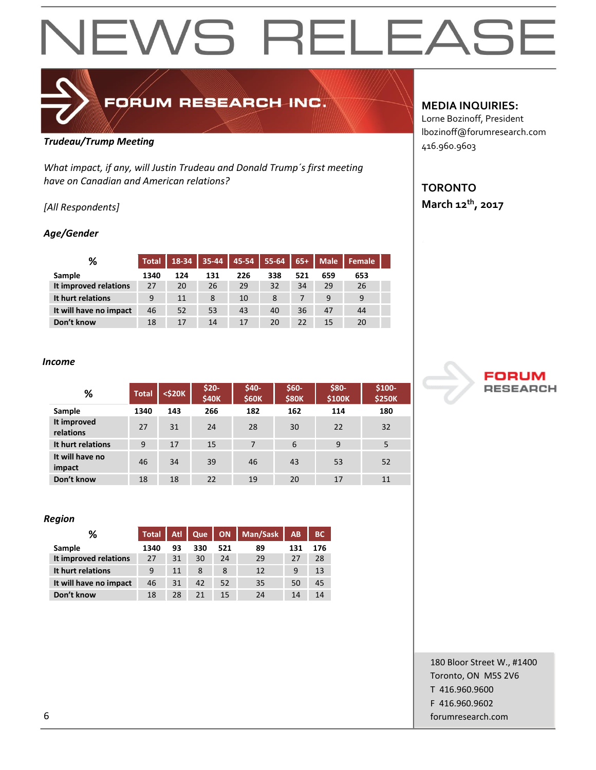# NEWS RELEASE

FORUM RESEARCH INC.

**MEDIA INQUIRIES:**
Lorne Bozinoff, President
lbozinoff@forumresearch.com
416.960.9603

**TORONTO**
**March 12th, 2017**

***Trudeau/Trump Meeting***

*What impact, if any, will Justin Trudeau and Donald Trump´s first meeting have on Canadian and American relations?*

*[All Respondents]*

***Age/Gender***

| % | Total | 18-34 | 35-44 | 45-54 | 55-64 | 65+ | Male | Female |
|---|---|---|---|---|---|---|---|---|
| **Sample** | **1340** | **124** | **131** | **226** | **338** | **521** | **659** | **653** |
| **It improved relations** | 27 | 20 | 26 | 29 | 32 | 34 | 29 | 26 |
| **It hurt relations** | 9 | 11 | 8 | 10 | 8 | 7 | 9 | 9 |
| **It will have no impact** | 46 | 52 | 53 | 43 | 40 | 36 | 47 | 44 |
| **Don't know** | 18 | 17 | 14 | 17 | 20 | 22 | 15 | 20 |

***Income***

| % | Total | <$20K | $20-$40K | $40-$60K | $60-$80K | $80-$100K | $100-$250K |
|---|---|---|---|---|---|---|---|
| **Sample** | **1340** | **143** | **266** | **182** | **162** | **114** | **180** |
| **It improved relations** | 27 | 31 | 24 | 28 | 30 | 22 | 32 |
| **It hurt relations** | 9 | 17 | 15 | 7 | 6 | 9 | 5 |
| **It will have no impact** | 46 | 34 | 39 | 46 | 43 | 53 | 52 |
| **Don't know** | 18 | 18 | 22 | 19 | 20 | 17 | 11 |

***Region***

| % | Total | Atl | Que | ON | Man/Sask | AB | BC |
|---|---|---|---|---|---|---|---|
| **Sample** | **1340** | **93** | **330** | **521** | **89** | **131** | **176** |
| **It improved relations** | 27 | 31 | 30 | 24 | 29 | 27 | 28 |
| **It hurt relations** | 9 | 11 | 8 | 8 | 12 | 9 | 13 |
| **It will have no impact** | 46 | 31 | 42 | 52 | 35 | 50 | 45 |
| **Don't know** | 18 | 28 | 21 | 15 | 24 | 14 | 14 |

FORUM RESEARCH

180 Bloor Street W., #1400
Toronto, ON M5S 2V6
T 416.960.9600
F 416.960.9602
forumresearch.com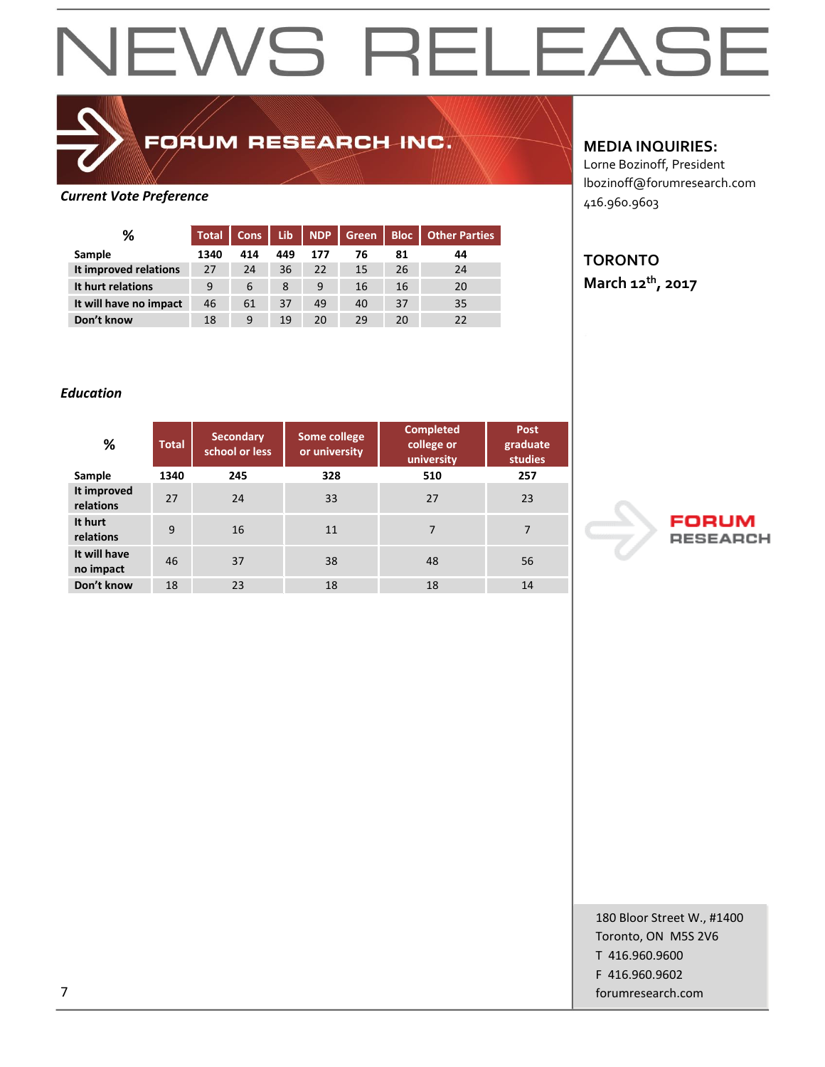# NEWS RELEASE

FORUM RESEARCH INC.

**MEDIA INQUIRIES:**
Lorne Bozinoff, President
lbozinoff@forumresearch.com
416.960.9603

**TORONTO**
**March 12th, 2017**

***Current Vote Preference***

| % | Total | Cons | Lib | NDP | Green | Bloc | Other Parties |
|---|---|---|---|---|---|---|---|
| **Sample** | **1340** | **414** | **449** | **177** | **76** | **81** | **44** |
| **It improved relations** | 27 | 24 | 36 | 22 | 15 | 26 | 24 |
| **It hurt relations** | 9 | 6 | 8 | 9 | 16 | 16 | 20 |
| **It will have no impact** | 46 | 61 | 37 | 49 | 40 | 37 | 35 |
| **Don't know** | 18 | 9 | 19 | 20 | 29 | 20 | 22 |

***Education***

| % | Total | Secondary school or less | Some college or university | Completed college or university | Post graduate studies |
|---|---|---|---|---|---|
| **Sample** | **1340** | **245** | **328** | **510** | **257** |
| **It improved relations** | 27 | 24 | 33 | 27 | 23 |
| **It hurt relations** | 9 | 16 | 11 | 7 | 7 |
| **It will have no impact** | 46 | 37 | 38 | 48 | 56 |
| **Don't know** | 18 | 23 | 18 | 18 | 14 |

FORUM RESEARCH

180 Bloor Street W., #1400
Toronto, ON M5S 2V6
T 416.960.9600
F 416.960.9602
forumresearch.com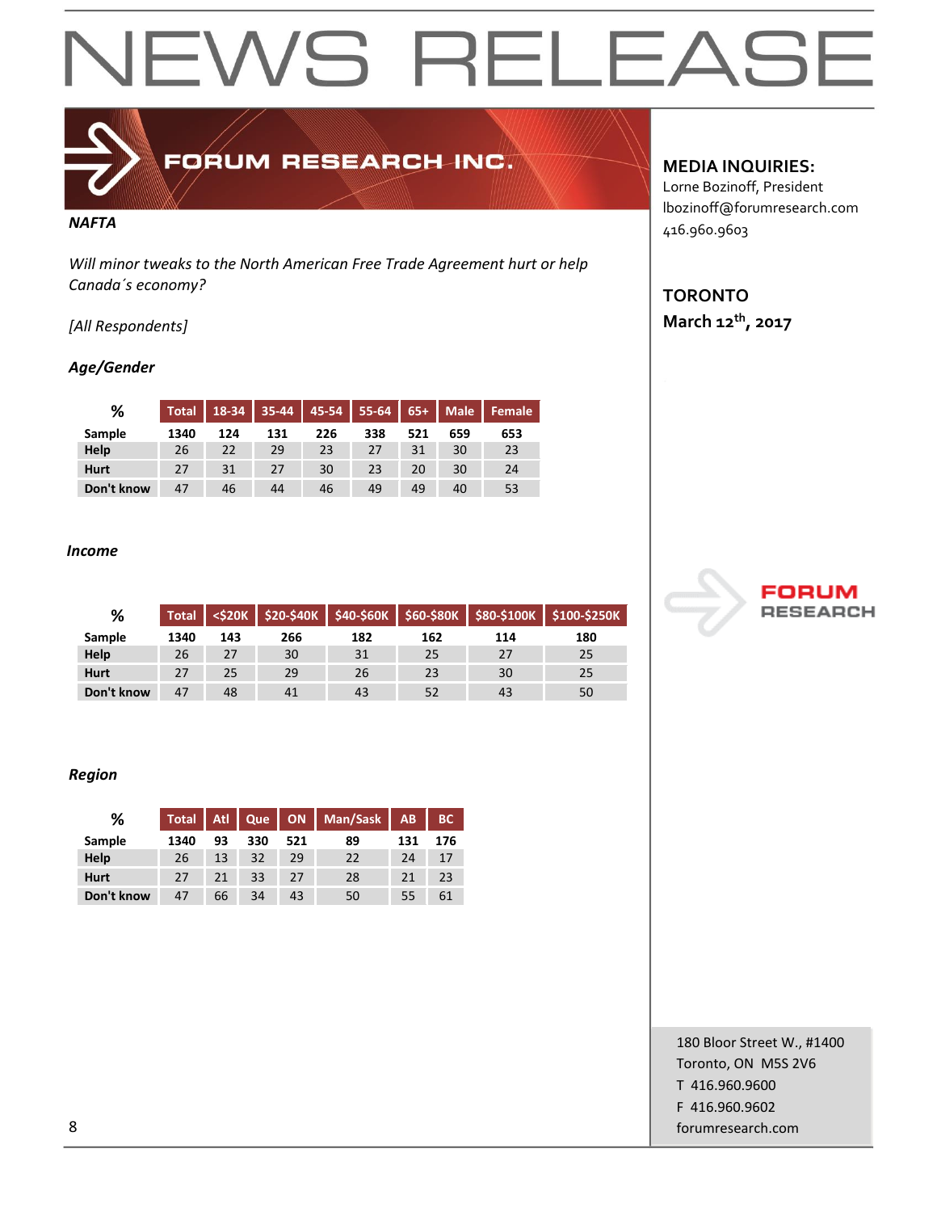# NEWS RELEASE

**FORUM RESEARCH INC.**

**MEDIA INQUIRIES:**
Lorne Bozinoff, President
lbozinoff@forumresearch.com
416.960.9603

**TORONTO**
**March 12th, 2017**

***NAFTA***

*Will minor tweaks to the North American Free Trade Agreement hurt or help Canada´s economy?*

*[All Respondents]*

***Age/Gender***

| % | Total | 18-34 | 35-44 | 45-54 | 55-64 | 65+ | Male | Female |
|---|---|---|---|---|---|---|---|---|
| **Sample** | 1340 | 124 | 131 | 226 | 338 | 521 | 659 | 653 |
| **Help** | 26 | 22 | 29 | 23 | 27 | 31 | 30 | 23 |
| **Hurt** | 27 | 31 | 27 | 30 | 23 | 20 | 30 | 24 |
| **Don't know** | 47 | 46 | 44 | 46 | 49 | 49 | 40 | 53 |

***Income***

| % | Total | <$20K | $20-$40K | $40-$60K | $60-$80K | $80-$100K | $100-$250K |
|---|---|---|---|---|---|---|---|
| **Sample** | 1340 | 143 | 266 | 182 | 162 | 114 | 180 |
| **Help** | 26 | 27 | 30 | 31 | 25 | 27 | 25 |
| **Hurt** | 27 | 25 | 29 | 26 | 23 | 30 | 25 |
| **Don't know** | 47 | 48 | 41 | 43 | 52 | 43 | 50 |

***Region***

| % | Total | Atl | Que | ON | Man/Sask | AB | BC |
|---|---|---|---|---|---|---|---|
| **Sample** | 1340 | 93 | 330 | 521 | 89 | 131 | 176 |
| **Help** | 26 | 13 | 32 | 29 | 22 | 24 | 17 |
| **Hurt** | 27 | 21 | 33 | 27 | 28 | 21 | 23 |
| **Don't know** | 47 | 66 | 34 | 43 | 50 | 55 | 61 |

180 Bloor Street W., #1400
Toronto, ON M5S 2V6
T 416.960.9600
F 416.960.9602
forumresearch.com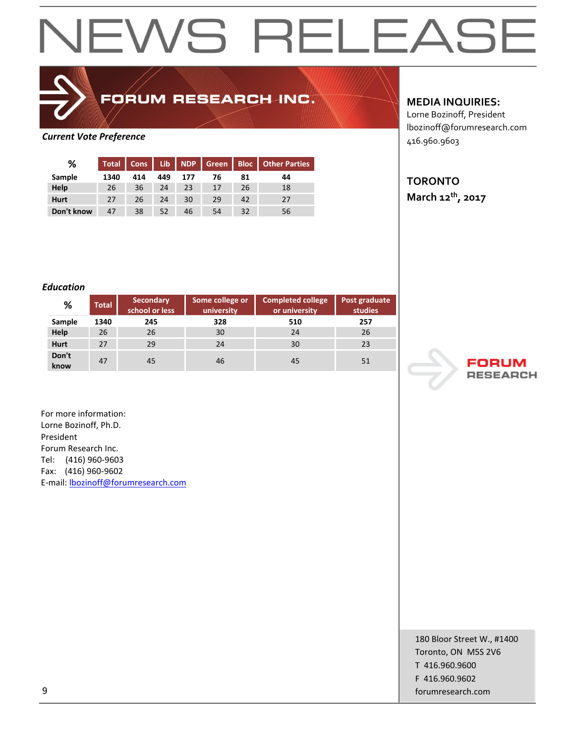# NEWS RELEASE

FORUM RESEARCH INC.

**MEDIA INQUIRIES:**
Lorne Bozinoff, President
lbozinoff@forumresearch.com
416.960.9603

**TORONTO**
**March 12th, 2017**

***Current Vote Preference***

| % | Total | Cons | Lib | NDP | Green | Bloc | Other Parties |
|---|---|---|---|---|---|---|---|
| **Sample** | **1340** | **414** | **449** | **177** | **76** | **81** | **44** |
| **Help** | 26 | 36 | 24 | 23 | 17 | 26 | 18 |
| **Hurt** | 27 | 26 | 24 | 30 | 29 | 42 | 27 |
| **Don't know** | 47 | 38 | 52 | 46 | 54 | 32 | 56 |

***Education***

| % | Total | Secondary school or less | Some college or university | Completed college or university | Post graduate studies |
|---|---|---|---|---|---|
| **Sample** | **1340** | **245** | **328** | **510** | **257** |
| **Help** | 26 | 26 | 30 | 24 | 26 |
| **Hurt** | 27 | 29 | 24 | 30 | 23 |
| **Don't know** | 47 | 45 | 46 | 45 | 51 |

For more information:
Lorne Bozinoff, Ph.D.
President
Forum Research Inc.
Tel: (416) 960-9603
Fax: (416) 960-9602
E-mail: lbozinoff@forumresearch.com

FORUM RESEARCH

180 Bloor Street W., #1400
Toronto, ON M5S 2V6
T 416.960.9600
F 416.960.9602
forumresearch.com